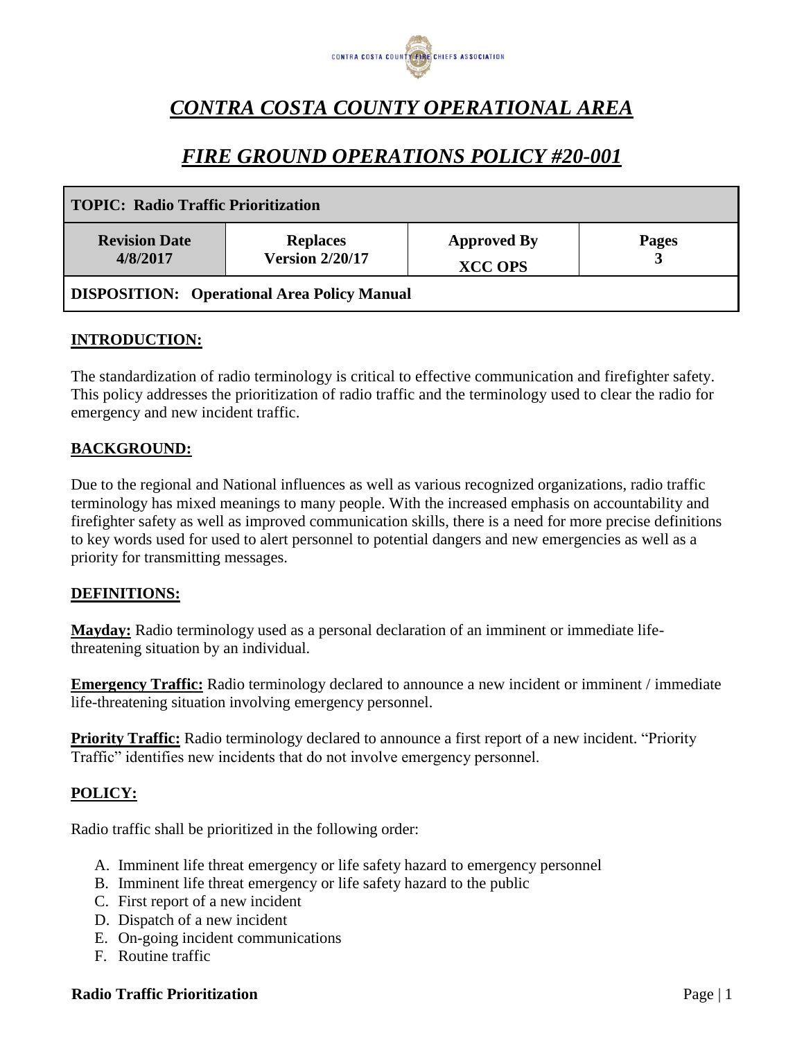CONTRA COSTA COUNTY FIRE CHIEFS ASSOCIATION

# *CONTRA COSTA COUNTY OPERATIONAL AREA*

# *FIRE GROUND OPERATIONS POLICY #20-001*

| **TOPIC: Radio Traffic Prioritization** | | | |
|---|---|---|---|
| **Revision Date 4/8/2017** | **Replaces Version 2/20/17** | **Approved By XCC OPS** | **Pages 3** |
| **DISPOSITION: Operational Area Policy Manual** | | | |

## INTRODUCTION:

The standardization of radio terminology is critical to effective communication and firefighter safety. This policy addresses the prioritization of radio traffic and the terminology used to clear the radio for emergency and new incident traffic.

## BACKGROUND:

Due to the regional and National influences as well as various recognized organizations, radio traffic terminology has mixed meanings to many people. With the increased emphasis on accountability and firefighter safety as well as improved communication skills, there is a need for more precise definitions to key words used for used to alert personnel to potential dangers and new emergencies as well as a priority for transmitting messages.

## DEFINITIONS:

**Mayday:** Radio terminology used as a personal declaration of an imminent or immediate life-threatening situation by an individual.

**Emergency Traffic:** Radio terminology declared to announce a new incident or imminent / immediate life-threatening situation involving emergency personnel.

**Priority Traffic:** Radio terminology declared to announce a first report of a new incident. "Priority Traffic" identifies new incidents that do not involve emergency personnel.

## POLICY:

Radio traffic shall be prioritized in the following order:

A. Imminent life threat emergency or life safety hazard to emergency personnel
B. Imminent life threat emergency or life safety hazard to the public
C. First report of a new incident
D. Dispatch of a new incident
E. On-going incident communications
F. Routine traffic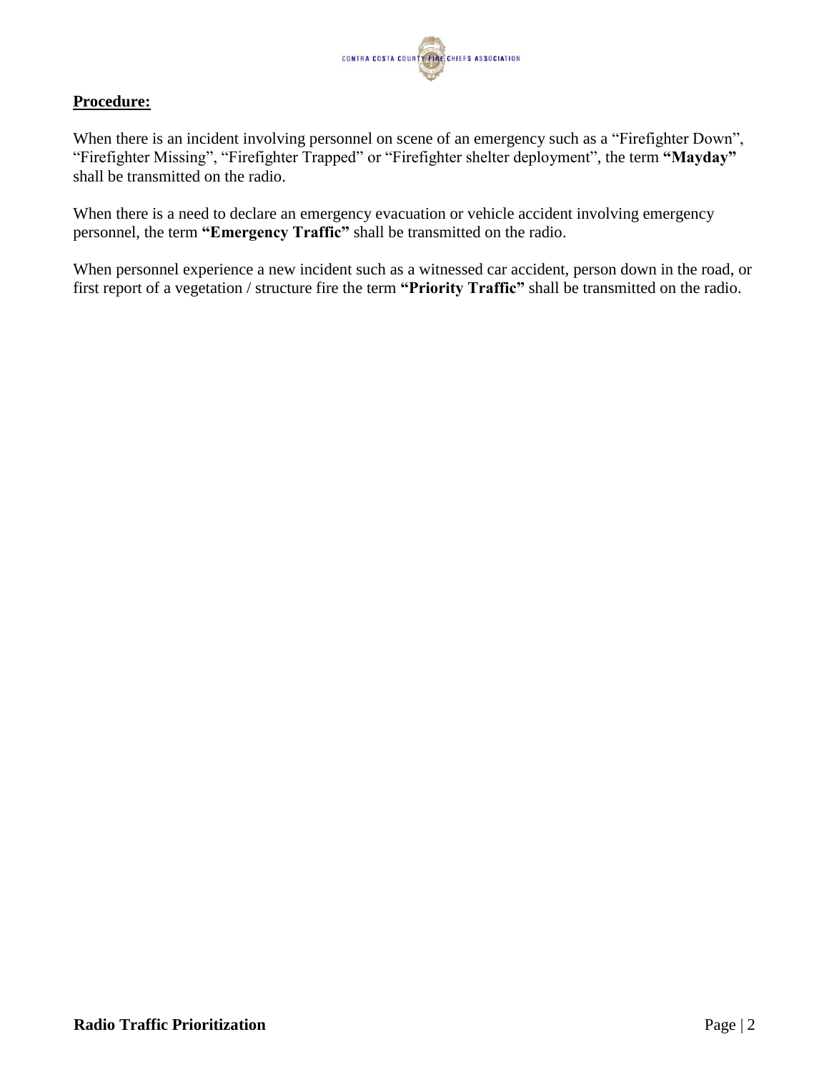**Procedure:**

When there is an incident involving personnel on scene of an emergency such as a "Firefighter Down", "Firefighter Missing", "Firefighter Trapped" or "Firefighter shelter deployment", the term **"Mayday"** shall be transmitted on the radio.

When there is a need to declare an emergency evacuation or vehicle accident involving emergency personnel, the term **"Emergency Traffic"** shall be transmitted on the radio.

When personnel experience a new incident such as a witnessed car accident, person down in the road, or first report of a vegetation / structure fire the term **"Priority Traffic"** shall be transmitted on the radio.